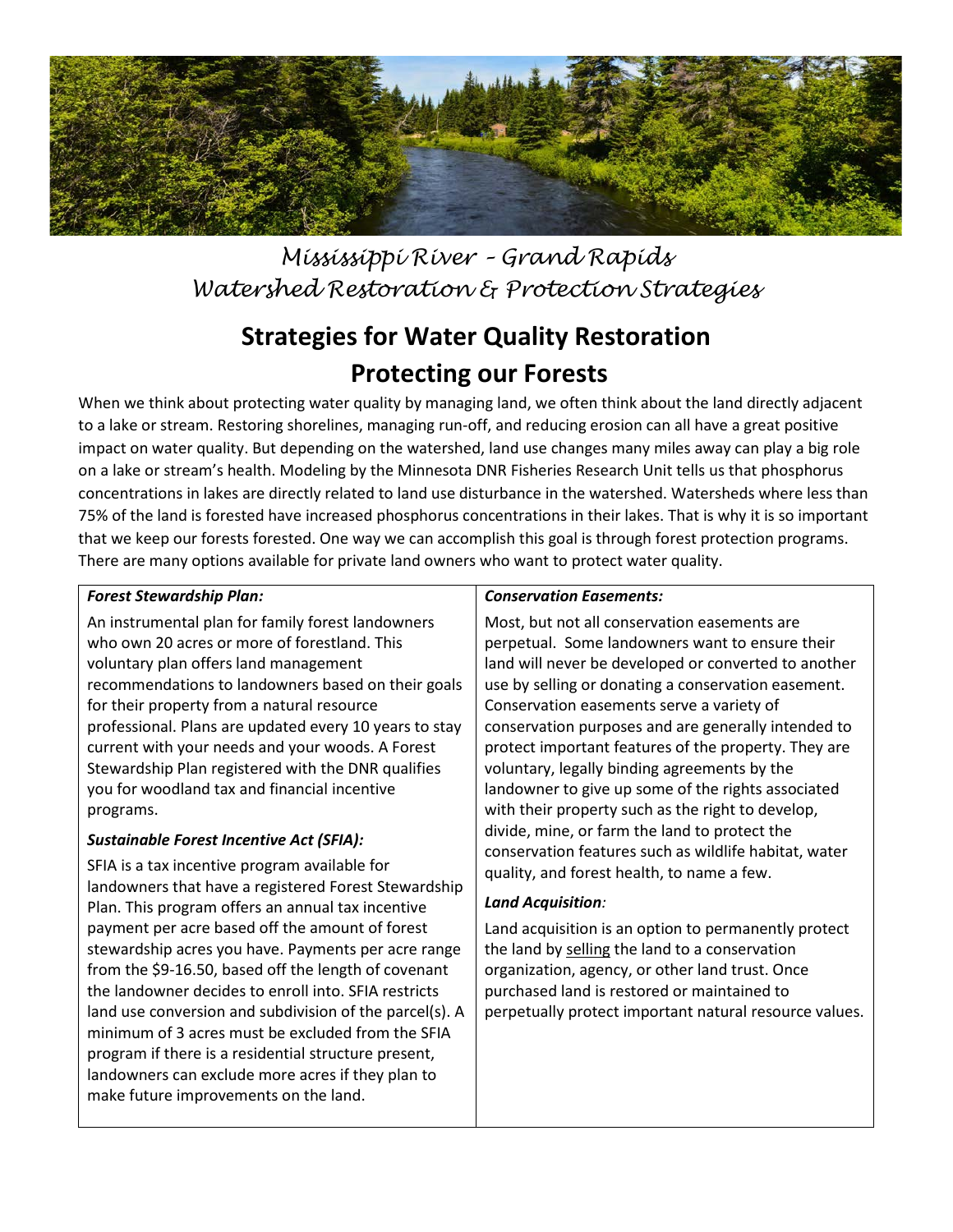# Mississippi River – Grand Rapids Watershed Restoration & Protection Strategies

## Strategies for Water Quality Restoration

## Protecting our Forests

When we think about protecting water quality by managing land, we often think about the land directly adjacent to a lake or stream. Restoring shorelines, managing run-off, and reducing erosion can all have a great positive impact on water quality. But depending on the watershed, land use changes many miles away can play a big role on a lake or stream's health. Modeling by the Minnesota DNR Fisheries Research Unit tells us that phosphorus concentrations in lakes are directly related to land use disturbance in the watershed. Watersheds where less than 75% of the land is forested have increased phosphorus concentrations in their lakes. That is why it is so important that we keep our forests forested. One way we can accomplish this goal is through forest protection programs. There are many options available for private land owners who want to protect water quality.

***Forest Stewardship Plan:***

An instrumental plan for family forest landowners who own 20 acres or more of forestland. This voluntary plan offers land management recommendations to landowners based on their goals for their property from a natural resource professional. Plans are updated every 10 years to stay current with your needs and your woods. A Forest Stewardship Plan registered with the DNR qualifies you for woodland tax and financial incentive programs.

***Sustainable Forest Incentive Act (SFIA):***

SFIA is a tax incentive program available for landowners that have a registered Forest Stewardship Plan. This program offers an annual tax incentive payment per acre based off the amount of forest stewardship acres you have. Payments per acre range from the $9-16.50, based off the length of covenant the landowner decides to enroll into. SFIA restricts land use conversion and subdivision of the parcel(s). A minimum of 3 acres must be excluded from the SFIA program if there is a residential structure present, landowners can exclude more acres if they plan to make future improvements on the land.

***Conservation Easements:***

Most, but not all conservation easements are perpetual. Some landowners want to ensure their land will never be developed or converted to another use by selling or donating a conservation easement. Conservation easements serve a variety of conservation purposes and are generally intended to protect important features of the property. They are voluntary, legally binding agreements by the landowner to give up some of the rights associated with their property such as the right to develop, divide, mine, or farm the land to protect the conservation features such as wildlife habitat, water quality, and forest health, to name a few.

***Land Acquisition:***

Land acquisition is an option to permanently protect the land by <u>selling</u> the land to a conservation organization, agency, or other land trust. Once purchased land is restored or maintained to perpetually protect important natural resource values.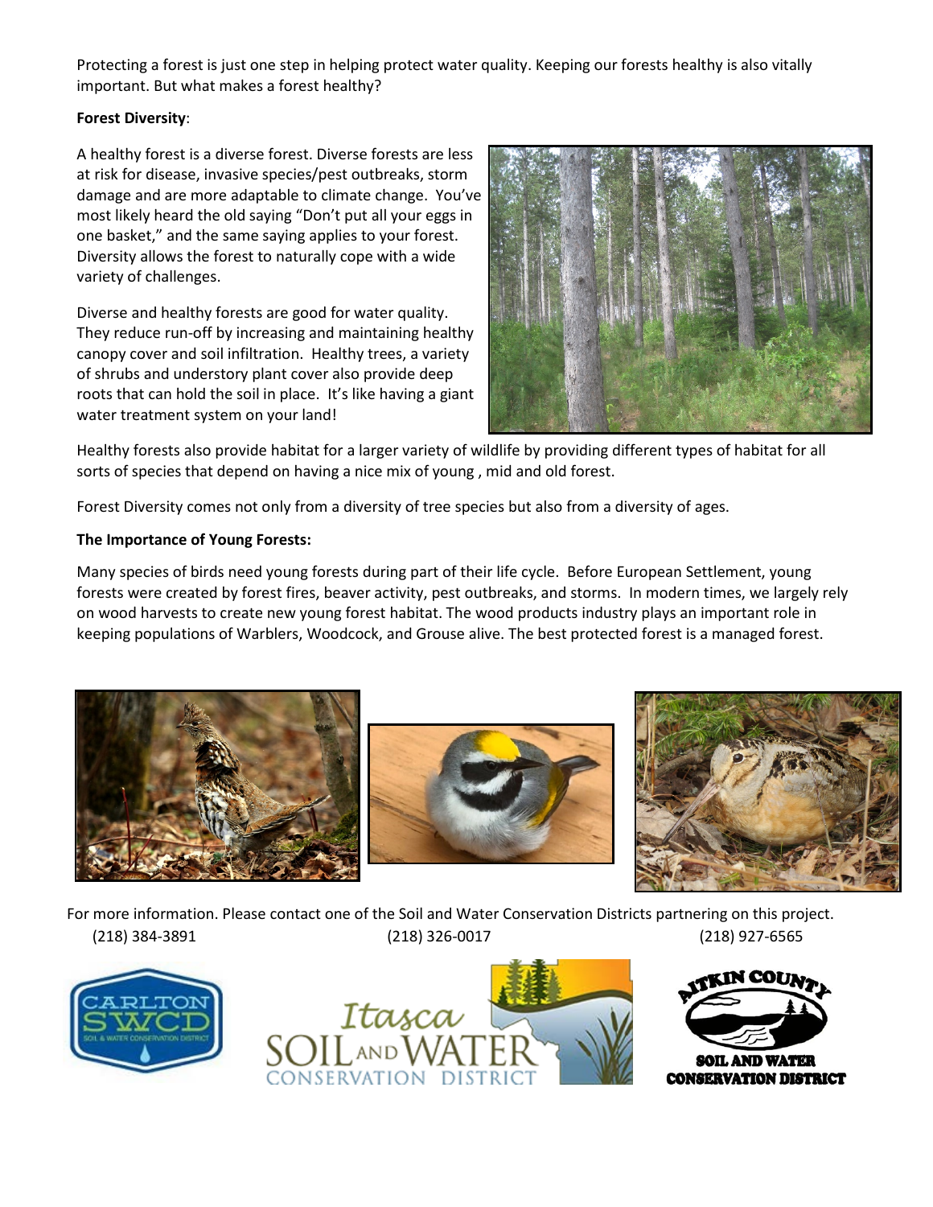Protecting a forest is just one step in helping protect water quality. Keeping our forests healthy is also vitally important. But what makes a forest healthy?

**Forest Diversity**:

A healthy forest is a diverse forest. Diverse forests are less at risk for disease, invasive species/pest outbreaks, storm damage and are more adaptable to climate change. You've most likely heard the old saying "Don't put all your eggs in one basket," and the same saying applies to your forest. Diversity allows the forest to naturally cope with a wide variety of challenges.

Diverse and healthy forests are good for water quality. They reduce run-off by increasing and maintaining healthy canopy cover and soil infiltration. Healthy trees, a variety of shrubs and understory plant cover also provide deep roots that can hold the soil in place. It's like having a giant water treatment system on your land!

Healthy forests also provide habitat for a larger variety of wildlife by providing different types of habitat for all sorts of species that depend on having a nice mix of young , mid and old forest.

Forest Diversity comes not only from a diversity of tree species but also from a diversity of ages.

**The Importance of Young Forests:**

Many species of birds need young forests during part of their life cycle. Before European Settlement, young forests were created by forest fires, beaver activity, pest outbreaks, and storms. In modern times, we largely rely on wood harvests to create new young forest habitat. The wood products industry plays an important role in keeping populations of Warblers, Woodcock, and Grouse alive. The best protected forest is a managed forest.

For more information. Please contact one of the Soil and Water Conservation Districts partnering on this project.

(218) 384-3891 (218) 326-0017 (218) 927-6565

CARLTON SWCD SOIL & WATER CONSERVATION DISTRICT

Itasca SOIL AND WATER CONSERVATION DISTRICT

AITKIN COUNTY SOIL AND WATER CONSERVATION DISTRICT